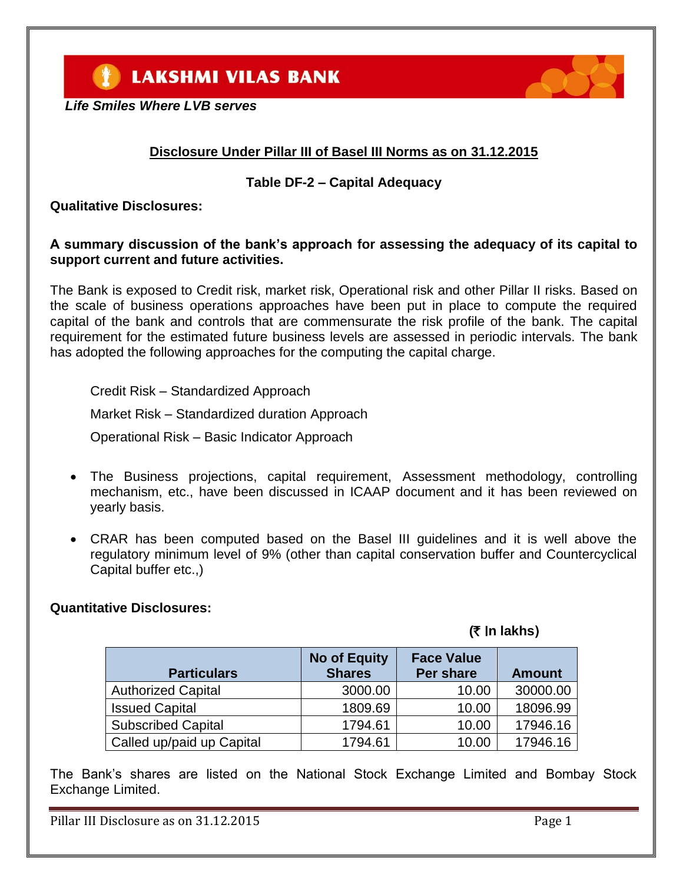LAKSHMI VILAS BANK

*Life Smiles Where LVB serves*

## Disclosure Under Pillar III of Basel III Norms as on 31.12.2015

### Table DF-2 – Capital Adequacy

**Qualitative Disclosures:**

**A summary discussion of the bank's approach for assessing the adequacy of its capital to support current and future activities.**

The Bank is exposed to Credit risk, market risk, Operational risk and other Pillar II risks. Based on the scale of business operations approaches have been put in place to compute the required capital of the bank and controls that are commensurate the risk profile of the bank. The capital requirement for the estimated future business levels are assessed in periodic intervals. The bank has adopted the following approaches for the computing the capital charge.

Credit Risk – Standardized Approach

Market Risk – Standardized duration Approach

Operational Risk – Basic Indicator Approach

- The Business projections, capital requirement, Assessment methodology, controlling mechanism, etc., have been discussed in ICAAP document and it has been reviewed on yearly basis.
- CRAR has been computed based on the Basel III guidelines and it is well above the regulatory minimum level of 9% (other than capital conservation buffer and Countercyclical Capital buffer etc.,)

**Quantitative Disclosures:**

**(₹ In lakhs)**

| Particulars | No of Equity Shares | Face Value Per share | Amount |
|---|---|---|---|
| Authorized Capital | 3000.00 | 10.00 | 30000.00 |
| Issued Capital | 1809.69 | 10.00 | 18096.99 |
| Subscribed Capital | 1794.61 | 10.00 | 17946.16 |
| Called up/paid up Capital | 1794.61 | 10.00 | 17946.16 |

The Bank's shares are listed on the National Stock Exchange Limited and Bombay Stock Exchange Limited.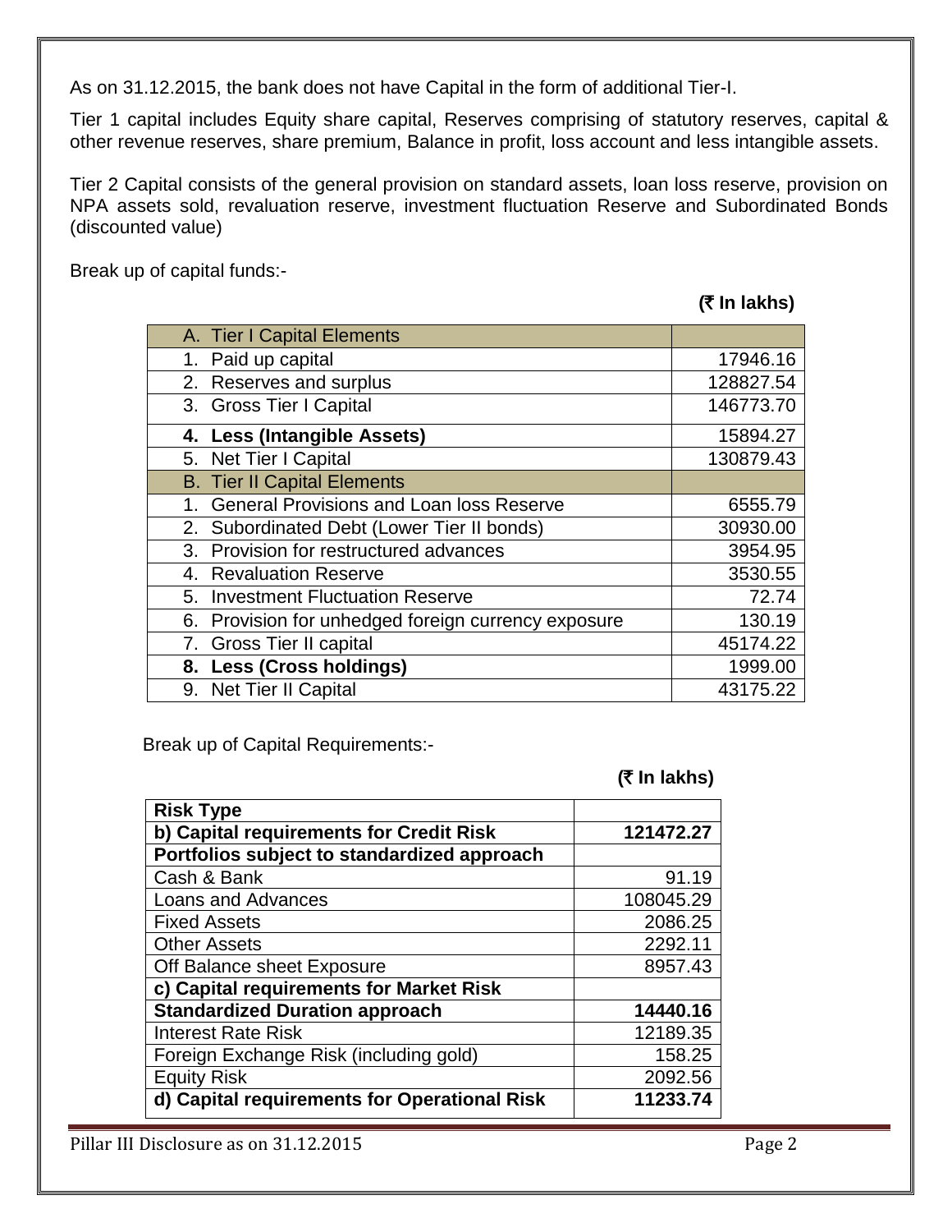As on 31.12.2015, the bank does not have Capital in the form of additional Tier-I.

Tier 1 capital includes Equity share capital, Reserves comprising of statutory reserves, capital & other revenue reserves, share premium, Balance in profit, loss account and less intangible assets.

Tier 2 Capital consists of the general provision on standard assets, loan loss reserve, provision on NPA assets sold, revaluation reserve, investment fluctuation Reserve and Subordinated Bonds (discounted value)

Break up of capital funds:-

**(₹ In lakhs)**

| A. Tier I Capital Elements | |
|---|---|
| 1. Paid up capital | 17946.16 |
| 2. Reserves and surplus | 128827.54 |
| 3. Gross Tier I Capital | 146773.70 |
| **4. Less (Intangible Assets)** | 15894.27 |
| 5. Net Tier I Capital | 130879.43 |
| B. Tier II Capital Elements | |
| 1. General Provisions and Loan loss Reserve | 6555.79 |
| 2. Subordinated Debt (Lower Tier II bonds) | 30930.00 |
| 3. Provision for restructured advances | 3954.95 |
| 4. Revaluation Reserve | 3530.55 |
| 5. Investment Fluctuation Reserve | 72.74 |
| 6. Provision for unhedged foreign currency exposure | 130.19 |
| 7. Gross Tier II capital | 45174.22 |
| **8. Less (Cross holdings)** | 1999.00 |
| 9. Net Tier II Capital | 43175.22 |

Break up of Capital Requirements:-

**(₹ In lakhs)**

| **Risk Type** | |
|---|---|
| **b) Capital requirements for Credit Risk** | **121472.27** |
| **Portfolios subject to standardized approach** | |
| Cash & Bank | 91.19 |
| Loans and Advances | 108045.29 |
| Fixed Assets | 2086.25 |
| Other Assets | 2292.11 |
| Off Balance sheet Exposure | 8957.43 |
| **c) Capital requirements for Market Risk** | |
| **Standardized Duration approach** | **14440.16** |
| Interest Rate Risk | 12189.35 |
| Foreign Exchange Risk (including gold) | 158.25 |
| Equity Risk | 2092.56 |
| **d) Capital requirements for Operational Risk** | **11233.74** |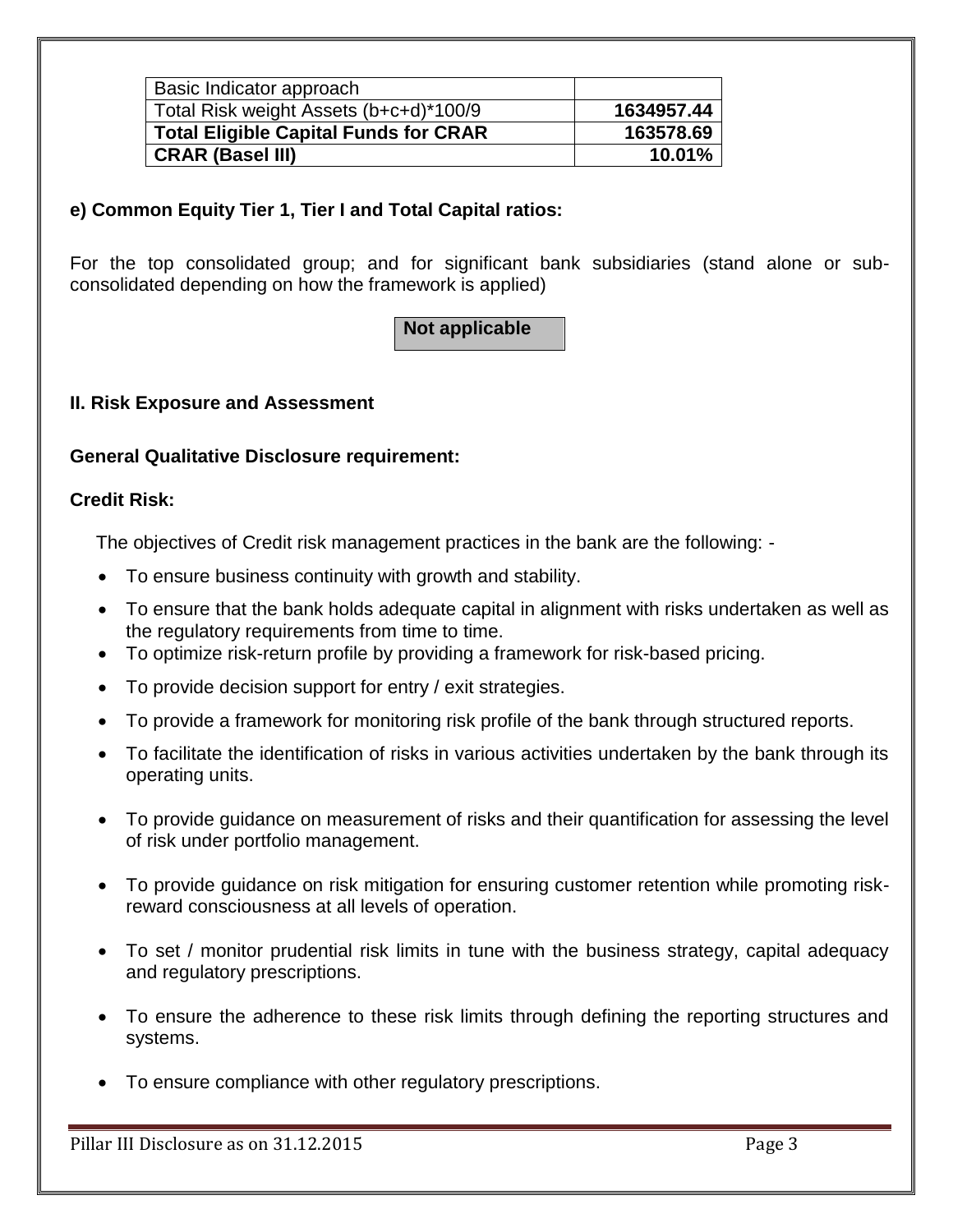| Basic Indicator approach | |
|---|---|
| Total Risk weight Assets (b+c+d)*100/9 | **1634957.44** |
| **Total Eligible Capital Funds for CRAR** | **163578.69** |
| **CRAR (Basel III)** | **10.01%** |

**e) Common Equity Tier 1, Tier I and Total Capital ratios:**

For the top consolidated group; and for significant bank subsidiaries (stand alone or sub-consolidated depending on how the framework is applied)

**Not applicable**

**II. Risk Exposure and Assessment**

**General Qualitative Disclosure requirement:**

**Credit Risk:**

The objectives of Credit risk management practices in the bank are the following: -

- To ensure business continuity with growth and stability.
- To ensure that the bank holds adequate capital in alignment with risks undertaken as well as the regulatory requirements from time to time.
- To optimize risk-return profile by providing a framework for risk-based pricing.
- To provide decision support for entry / exit strategies.
- To provide a framework for monitoring risk profile of the bank through structured reports.
- To facilitate the identification of risks in various activities undertaken by the bank through its operating units.
- To provide guidance on measurement of risks and their quantification for assessing the level of risk under portfolio management.
- To provide guidance on risk mitigation for ensuring customer retention while promoting risk-reward consciousness at all levels of operation.
- To set / monitor prudential risk limits in tune with the business strategy, capital adequacy and regulatory prescriptions.
- To ensure the adherence to these risk limits through defining the reporting structures and systems.
- To ensure compliance with other regulatory prescriptions.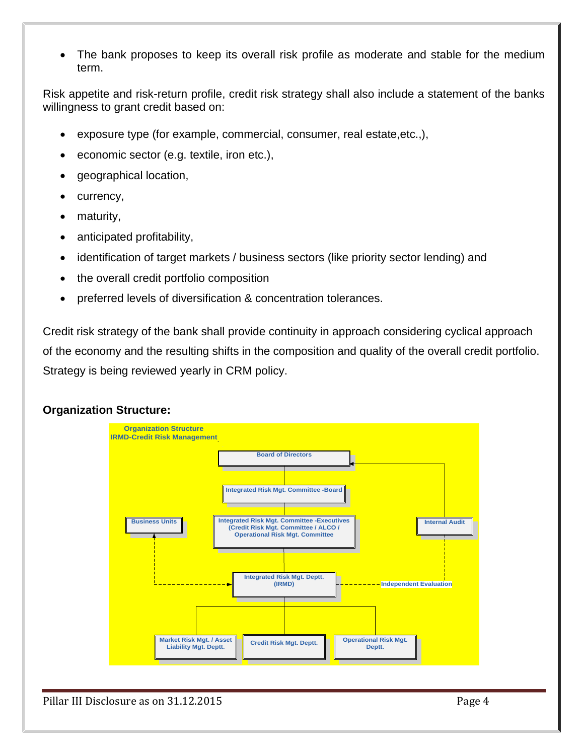- The bank proposes to keep its overall risk profile as moderate and stable for the medium term.

Risk appetite and risk-return profile, credit risk strategy shall also include a statement of the banks willingness to grant credit based on:

- exposure type (for example, commercial, consumer, real estate,etc.,),
- economic sector (e.g. textile, iron etc.),
- geographical location,
- currency,
- maturity,
- anticipated profitability,
- identification of target markets / business sectors (like priority sector lending) and
- the overall credit portfolio composition
- preferred levels of diversification & concentration tolerances.

Credit risk strategy of the bank shall provide continuity in approach considering cyclical approach of the economy and the resulting shifts in the composition and quality of the overall credit portfolio. Strategy is being reviewed yearly in CRM policy.

**Organization Structure:**

Organization Structure
IRMD-Credit Risk Management

Board of Directors

Integrated Risk Mgt. Committee -Board

Business Units

Integrated Risk Mgt. Committee -Executives (Credit Risk Mgt. Committee / ALCO / Operational Risk Mgt. Committee

Internal Audit

Integrated Risk Mgt. Deptt. (IRMD)

Independent Evaluation

Market Risk Mgt. / Asset Liability Mgt. Deptt.

Credit Risk Mgt. Deptt.

Operational Risk Mgt. Deptt.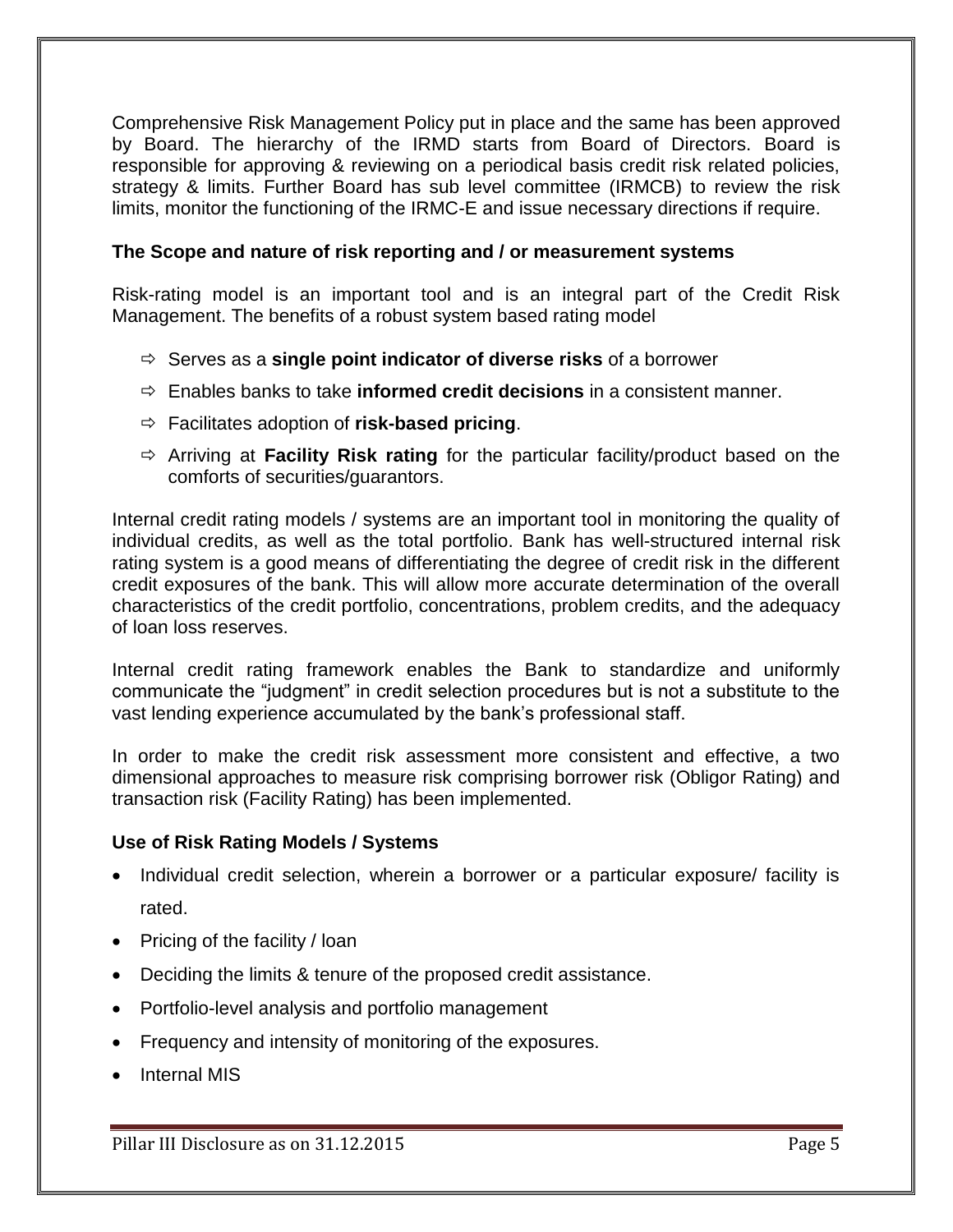Comprehensive Risk Management Policy put in place and the same has been approved by Board. The hierarchy of the IRMD starts from Board of Directors. Board is responsible for approving & reviewing on a periodical basis credit risk related policies, strategy & limits. Further Board has sub level committee (IRMCB) to review the risk limits, monitor the functioning of the IRMC-E and issue necessary directions if require.

**The Scope and nature of risk reporting and / or measurement systems**

Risk-rating model is an important tool and is an integral part of the Credit Risk Management. The benefits of a robust system based rating model

- ⇨ Serves as a **single point indicator of diverse risks** of a borrower
- ⇨ Enables banks to take **informed credit decisions** in a consistent manner.
- ⇨ Facilitates adoption of **risk-based pricing**.
- ⇨ Arriving at **Facility Risk rating** for the particular facility/product based on the comforts of securities/guarantors.

Internal credit rating models / systems are an important tool in monitoring the quality of individual credits, as well as the total portfolio. Bank has well-structured internal risk rating system is a good means of differentiating the degree of credit risk in the different credit exposures of the bank. This will allow more accurate determination of the overall characteristics of the credit portfolio, concentrations, problem credits, and the adequacy of loan loss reserves.

Internal credit rating framework enables the Bank to standardize and uniformly communicate the "judgment" in credit selection procedures but is not a substitute to the vast lending experience accumulated by the bank's professional staff.

In order to make the credit risk assessment more consistent and effective, a two dimensional approaches to measure risk comprising borrower risk (Obligor Rating) and transaction risk (Facility Rating) has been implemented.

**Use of Risk Rating Models / Systems**

- Individual credit selection, wherein a borrower or a particular exposure/ facility is rated.
- Pricing of the facility / loan
- Deciding the limits & tenure of the proposed credit assistance.
- Portfolio-level analysis and portfolio management
- Frequency and intensity of monitoring of the exposures.
- Internal MIS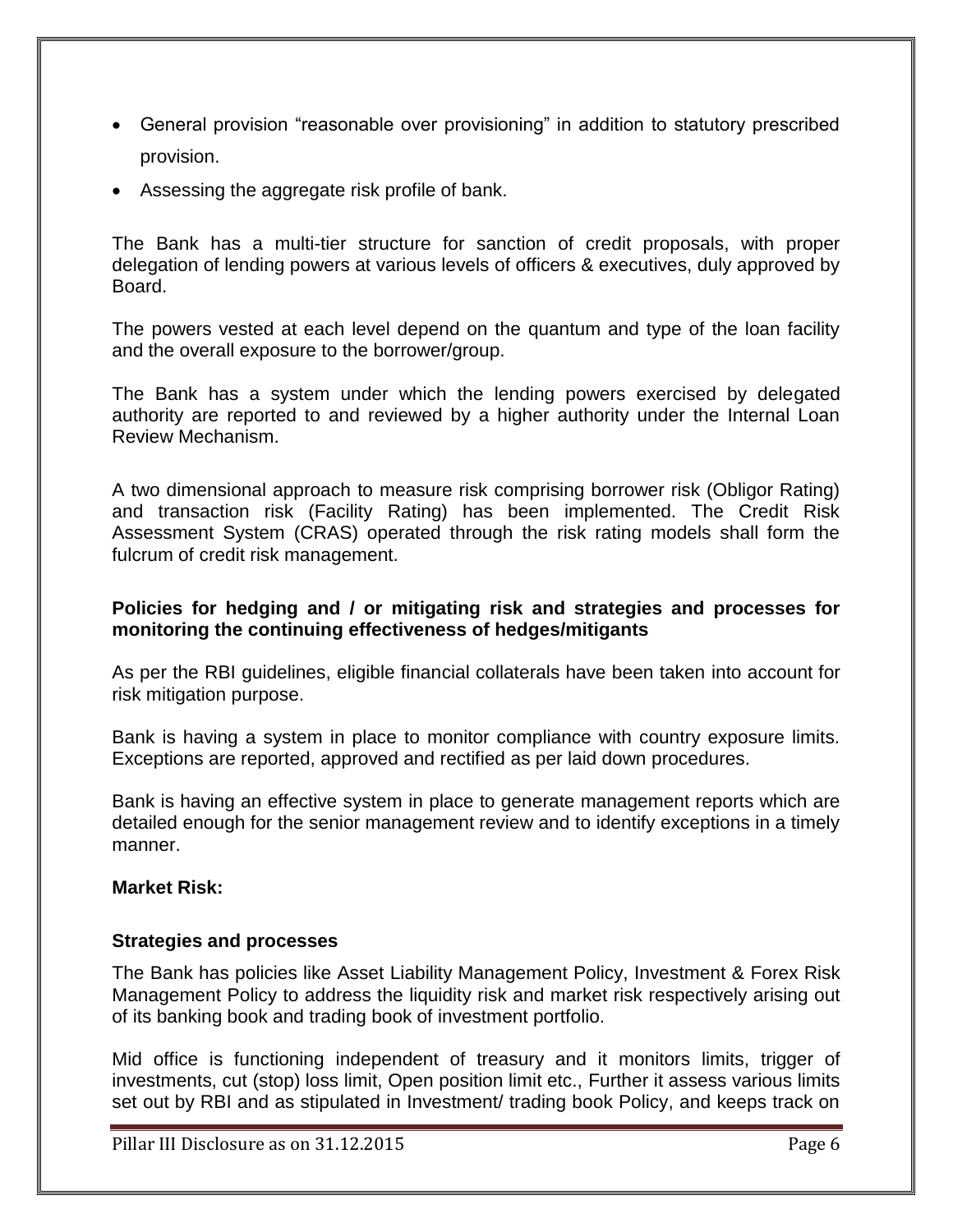- General provision "reasonable over provisioning" in addition to statutory prescribed provision.
- Assessing the aggregate risk profile of bank.

The Bank has a multi-tier structure for sanction of credit proposals, with proper delegation of lending powers at various levels of officers & executives, duly approved by Board.

The powers vested at each level depend on the quantum and type of the loan facility and the overall exposure to the borrower/group.

The Bank has a system under which the lending powers exercised by delegated authority are reported to and reviewed by a higher authority under the Internal Loan Review Mechanism.

A two dimensional approach to measure risk comprising borrower risk (Obligor Rating) and transaction risk (Facility Rating) has been implemented. The Credit Risk Assessment System (CRAS) operated through the risk rating models shall form the fulcrum of credit risk management.

**Policies for hedging and / or mitigating risk and strategies and processes for monitoring the continuing effectiveness of hedges/mitigants**

As per the RBI guidelines, eligible financial collaterals have been taken into account for risk mitigation purpose.

Bank is having a system in place to monitor compliance with country exposure limits. Exceptions are reported, approved and rectified as per laid down procedures.

Bank is having an effective system in place to generate management reports which are detailed enough for the senior management review and to identify exceptions in a timely manner.

**Market Risk:**

**Strategies and processes**

The Bank has policies like Asset Liability Management Policy, Investment & Forex Risk Management Policy to address the liquidity risk and market risk respectively arising out of its banking book and trading book of investment portfolio.

Mid office is functioning independent of treasury and it monitors limits, trigger of investments, cut (stop) loss limit, Open position limit etc., Further it assess various limits set out by RBI and as stipulated in Investment/ trading book Policy, and keeps track on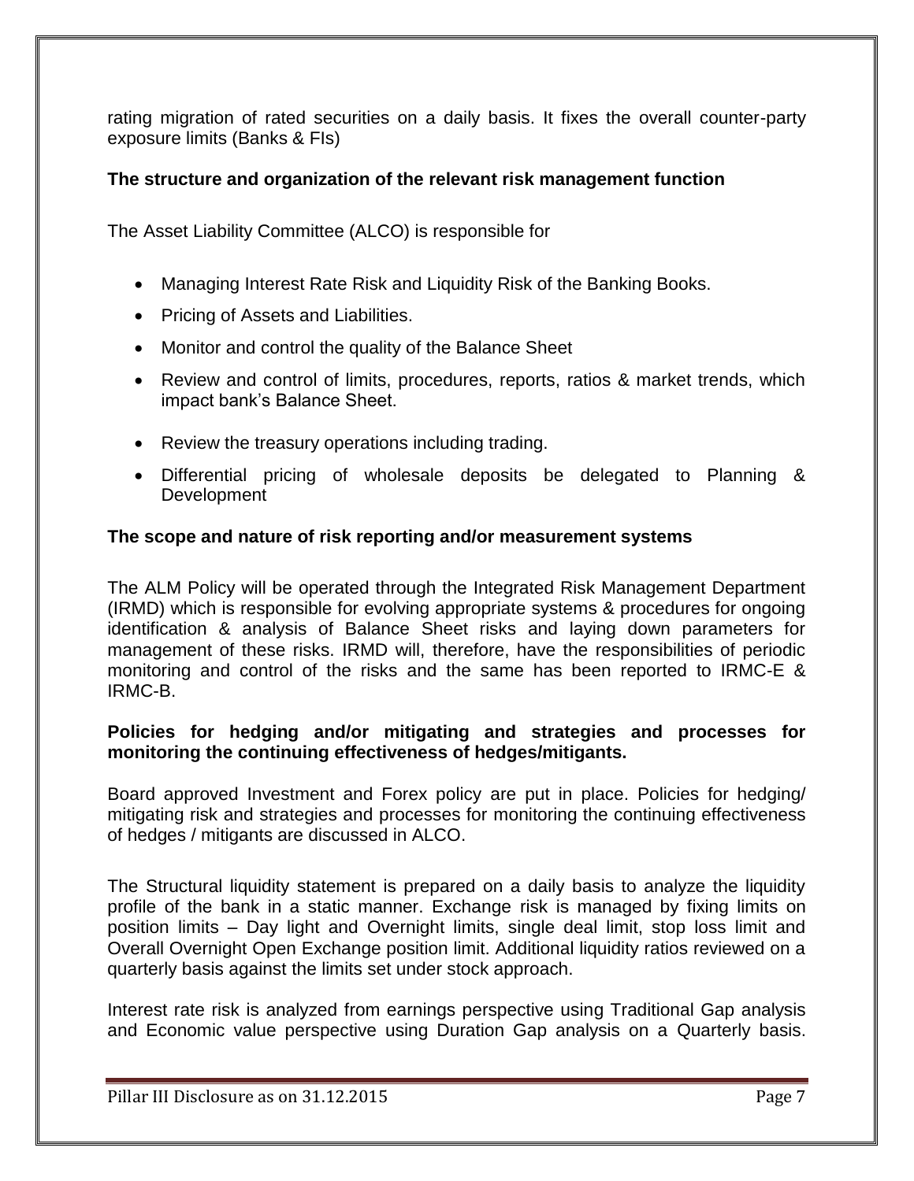rating migration of rated securities on a daily basis. It fixes the overall counter-party exposure limits (Banks & FIs)

**The structure and organization of the relevant risk management function**

The Asset Liability Committee (ALCO) is responsible for

- Managing Interest Rate Risk and Liquidity Risk of the Banking Books.
- Pricing of Assets and Liabilities.
- Monitor and control the quality of the Balance Sheet
- Review and control of limits, procedures, reports, ratios & market trends, which impact bank's Balance Sheet.
- Review the treasury operations including trading.
- Differential pricing of wholesale deposits be delegated to Planning & Development

**The scope and nature of risk reporting and/or measurement systems**

The ALM Policy will be operated through the Integrated Risk Management Department (IRMD) which is responsible for evolving appropriate systems & procedures for ongoing identification & analysis of Balance Sheet risks and laying down parameters for management of these risks. IRMD will, therefore, have the responsibilities of periodic monitoring and control of the risks and the same has been reported to IRMC-E & IRMC-B.

**Policies for hedging and/or mitigating and strategies and processes for monitoring the continuing effectiveness of hedges/mitigants.**

Board approved Investment and Forex policy are put in place. Policies for hedging/ mitigating risk and strategies and processes for monitoring the continuing effectiveness of hedges / mitigants are discussed in ALCO.

The Structural liquidity statement is prepared on a daily basis to analyze the liquidity profile of the bank in a static manner. Exchange risk is managed by fixing limits on position limits – Day light and Overnight limits, single deal limit, stop loss limit and Overall Overnight Open Exchange position limit. Additional liquidity ratios reviewed on a quarterly basis against the limits set under stock approach.

Interest rate risk is analyzed from earnings perspective using Traditional Gap analysis and Economic value perspective using Duration Gap analysis on a Quarterly basis.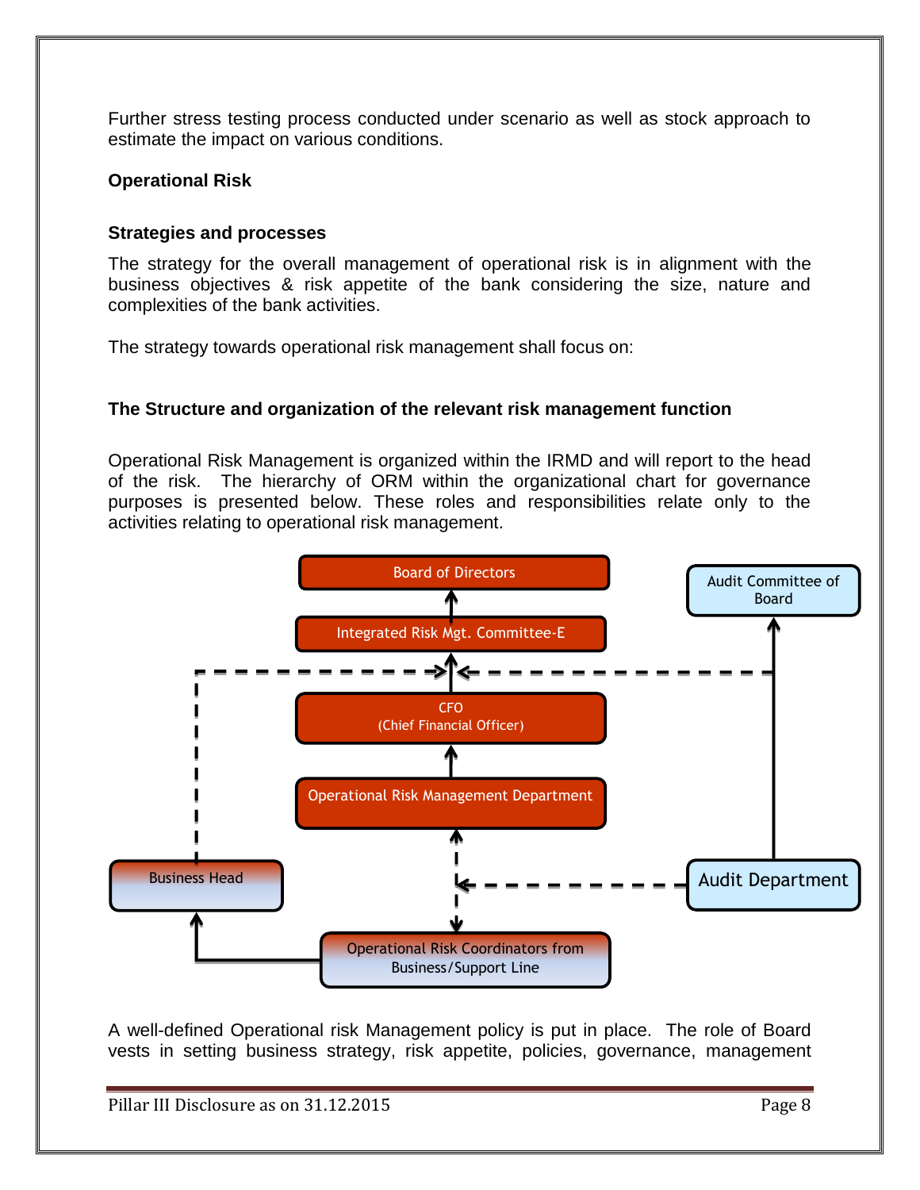Further stress testing process conducted under scenario as well as stock approach to estimate the impact on various conditions.

## Operational Risk

### Strategies and processes

The strategy for the overall management of operational risk is in alignment with the business objectives & risk appetite of the bank considering the size, nature and complexities of the bank activities.

The strategy towards operational risk management shall focus on:

### The Structure and organization of the relevant risk management function

Operational Risk Management is organized within the IRMD and will report to the head of the risk. The hierarchy of ORM within the organizational chart for governance purposes is presented below. These roles and responsibilities relate only to the activities relating to operational risk management.

Board of Directors

Integrated Risk Mgt. Committee-E

CFO (Chief Financial Officer)

Operational Risk Management Department

Business Head

Operational Risk Coordinators from Business/Support Line

Audit Committee of Board

Audit Department

A well-defined Operational risk Management policy is put in place. The role of Board vests in setting business strategy, risk appetite, policies, governance, management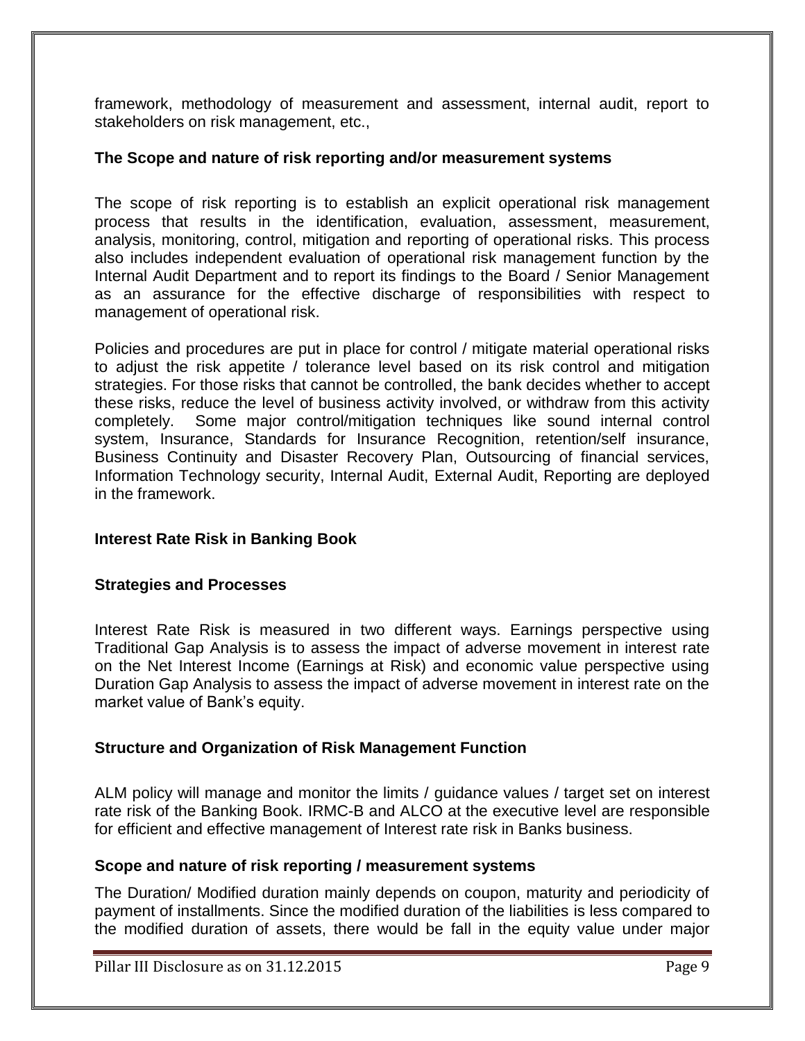framework, methodology of measurement and assessment, internal audit, report to stakeholders on risk management, etc.,

**The Scope and nature of risk reporting and/or measurement systems**

The scope of risk reporting is to establish an explicit operational risk management process that results in the identification, evaluation, assessment, measurement, analysis, monitoring, control, mitigation and reporting of operational risks. This process also includes independent evaluation of operational risk management function by the Internal Audit Department and to report its findings to the Board / Senior Management as an assurance for the effective discharge of responsibilities with respect to management of operational risk.

Policies and procedures are put in place for control / mitigate material operational risks to adjust the risk appetite / tolerance level based on its risk control and mitigation strategies. For those risks that cannot be controlled, the bank decides whether to accept these risks, reduce the level of business activity involved, or withdraw from this activity completely. Some major control/mitigation techniques like sound internal control system, Insurance, Standards for Insurance Recognition, retention/self insurance, Business Continuity and Disaster Recovery Plan, Outsourcing of financial services, Information Technology security, Internal Audit, External Audit, Reporting are deployed in the framework.

## Interest Rate Risk in Banking Book

### Strategies and Processes

Interest Rate Risk is measured in two different ways. Earnings perspective using Traditional Gap Analysis is to assess the impact of adverse movement in interest rate on the Net Interest Income (Earnings at Risk) and economic value perspective using Duration Gap Analysis to assess the impact of adverse movement in interest rate on the market value of Bank's equity.

### Structure and Organization of Risk Management Function

ALM policy will manage and monitor the limits / guidance values / target set on interest rate risk of the Banking Book. IRMC-B and ALCO at the executive level are responsible for efficient and effective management of Interest rate risk in Banks business.

### Scope and nature of risk reporting / measurement systems

The Duration/ Modified duration mainly depends on coupon, maturity and periodicity of payment of installments. Since the modified duration of the liabilities is less compared to the modified duration of assets, there would be fall in the equity value under major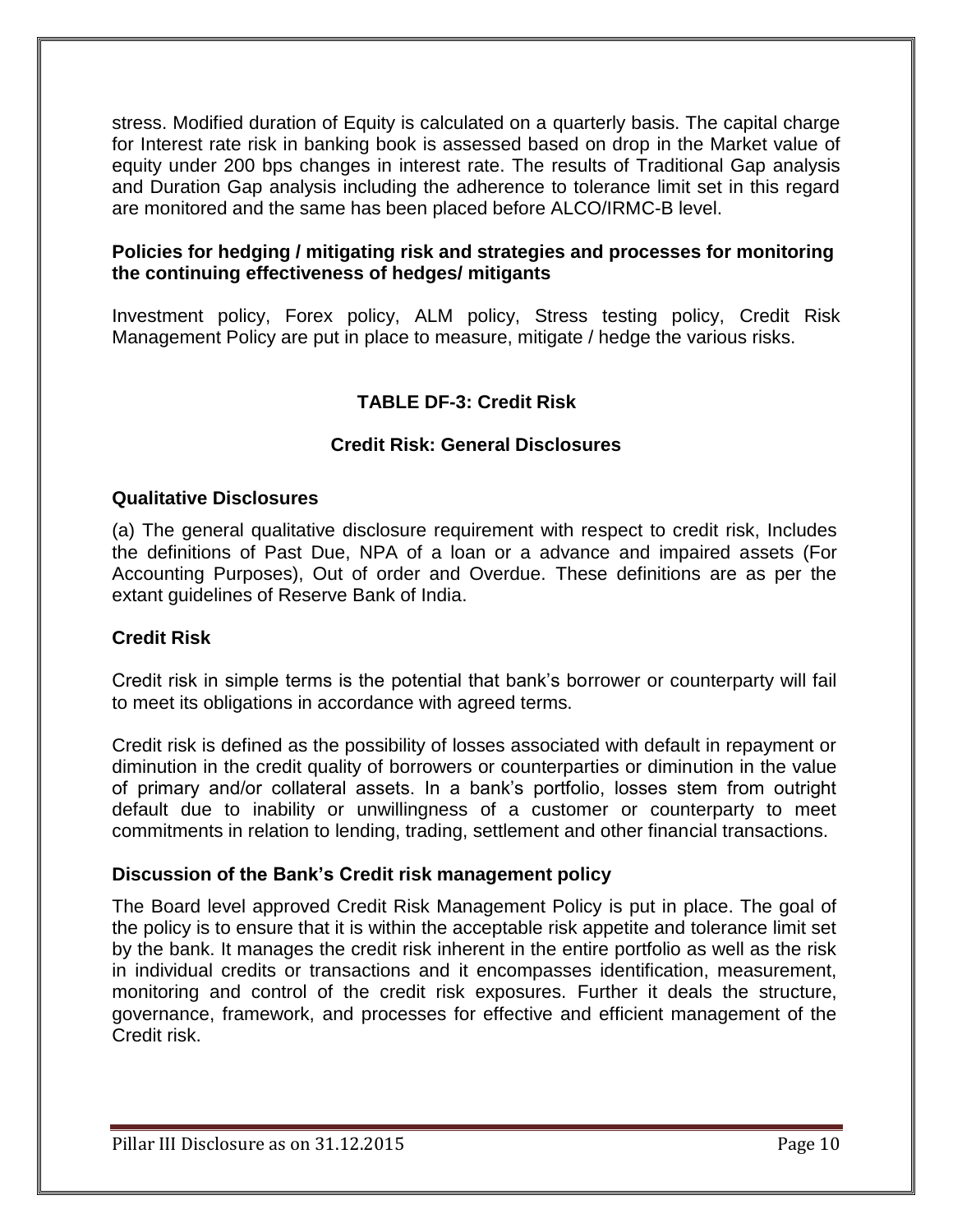stress. Modified duration of Equity is calculated on a quarterly basis. The capital charge for Interest rate risk in banking book is assessed based on drop in the Market value of equity under 200 bps changes in interest rate. The results of Traditional Gap analysis and Duration Gap analysis including the adherence to tolerance limit set in this regard are monitored and the same has been placed before ALCO/IRMC-B level.

**Policies for hedging / mitigating risk and strategies and processes for monitoring the continuing effectiveness of hedges/ mitigants**

Investment policy, Forex policy, ALM policy, Stress testing policy, Credit Risk Management Policy are put in place to measure, mitigate / hedge the various risks.

## TABLE DF-3: Credit Risk

### Credit Risk: General Disclosures

**Qualitative Disclosures**

(a) The general qualitative disclosure requirement with respect to credit risk, Includes the definitions of Past Due, NPA of a loan or a advance and impaired assets (For Accounting Purposes), Out of order and Overdue. These definitions are as per the extant guidelines of Reserve Bank of India.

**Credit Risk**

Credit risk in simple terms is the potential that bank's borrower or counterparty will fail to meet its obligations in accordance with agreed terms.

Credit risk is defined as the possibility of losses associated with default in repayment or diminution in the credit quality of borrowers or counterparties or diminution in the value of primary and/or collateral assets. In a bank's portfolio, losses stem from outright default due to inability or unwillingness of a customer or counterparty to meet commitments in relation to lending, trading, settlement and other financial transactions.

**Discussion of the Bank's Credit risk management policy**

The Board level approved Credit Risk Management Policy is put in place. The goal of the policy is to ensure that it is within the acceptable risk appetite and tolerance limit set by the bank. It manages the credit risk inherent in the entire portfolio as well as the risk in individual credits or transactions and it encompasses identification, measurement, monitoring and control of the credit risk exposures. Further it deals the structure, governance, framework, and processes for effective and efficient management of the Credit risk.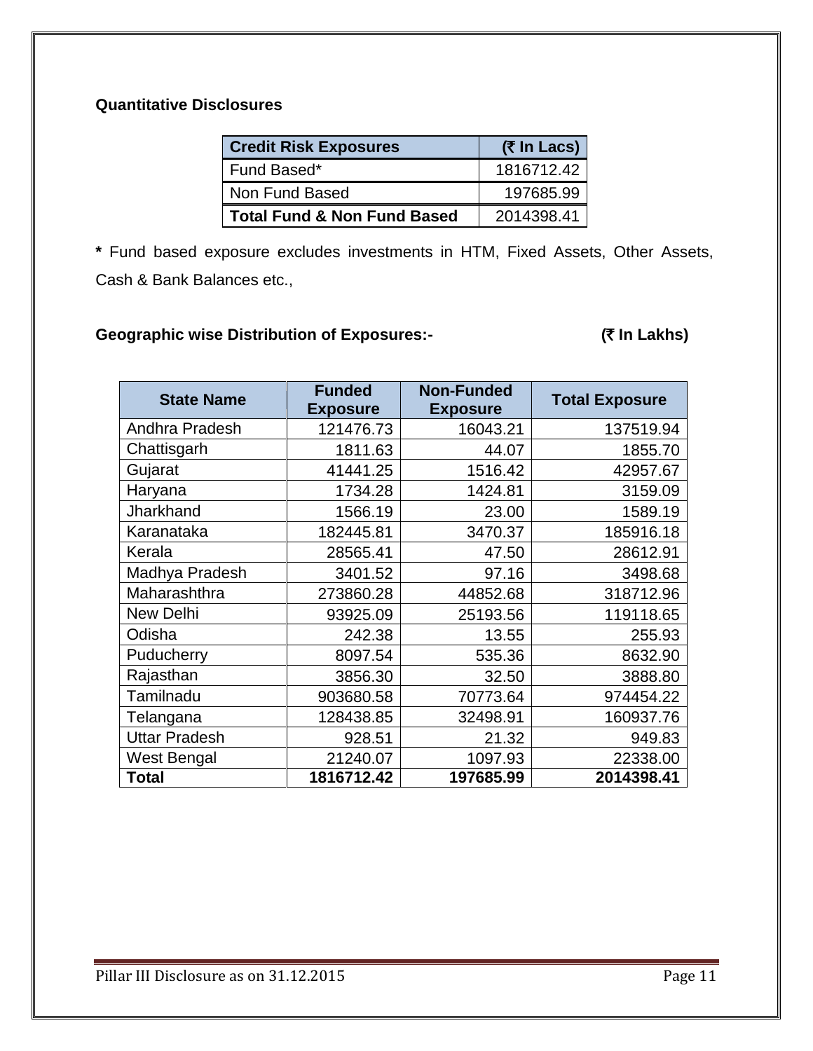**Quantitative Disclosures**

| Credit Risk Exposures | (₹ In Lacs) |
|---|---|
| Fund Based* | 1816712.42 |
| Non Fund Based | 197685.99 |
| **Total Fund & Non Fund Based** | 2014398.41 |

**\*** Fund based exposure excludes investments in HTM, Fixed Assets, Other Assets, Cash & Bank Balances etc.,

**Geographic wise Distribution of Exposures:-** **(₹ In Lakhs)**

| State Name | Funded Exposure | Non-Funded Exposure | Total Exposure |
|---|---|---|---|
| Andhra Pradesh | 121476.73 | 16043.21 | 137519.94 |
| Chattisgarh | 1811.63 | 44.07 | 1855.70 |
| Gujarat | 41441.25 | 1516.42 | 42957.67 |
| Haryana | 1734.28 | 1424.81 | 3159.09 |
| Jharkhand | 1566.19 | 23.00 | 1589.19 |
| Karanataka | 182445.81 | 3470.37 | 185916.18 |
| Kerala | 28565.41 | 47.50 | 28612.91 |
| Madhya Pradesh | 3401.52 | 97.16 | 3498.68 |
| Maharashthra | 273860.28 | 44852.68 | 318712.96 |
| New Delhi | 93925.09 | 25193.56 | 119118.65 |
| Odisha | 242.38 | 13.55 | 255.93 |
| Puducherry | 8097.54 | 535.36 | 8632.90 |
| Rajasthan | 3856.30 | 32.50 | 3888.80 |
| Tamilnadu | 903680.58 | 70773.64 | 974454.22 |
| Telangana | 128438.85 | 32498.91 | 160937.76 |
| Uttar Pradesh | 928.51 | 21.32 | 949.83 |
| West Bengal | 21240.07 | 1097.93 | 22338.00 |
| **Total** | **1816712.42** | **197685.99** | **2014398.41** |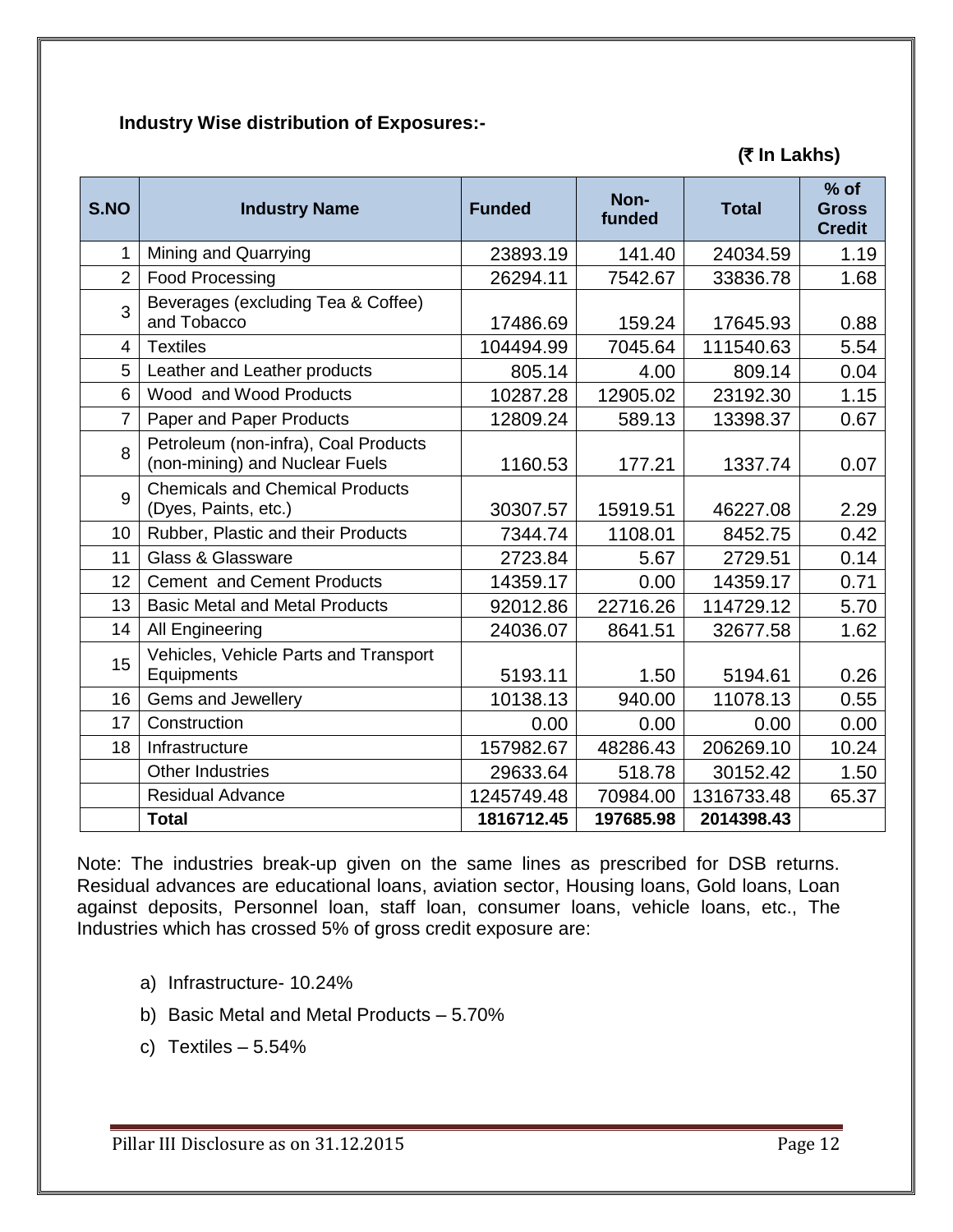**Industry Wise distribution of Exposures:-**

**(₹ In Lakhs)**

| S.NO | Industry Name | Funded | Non-funded | Total | % of Gross Credit |
|---|---|---|---|---|---|
| 1 | Mining and Quarrying | 23893.19 | 141.40 | 24034.59 | 1.19 |
| 2 | Food Processing | 26294.11 | 7542.67 | 33836.78 | 1.68 |
| 3 | Beverages (excluding Tea & Coffee) and Tobacco | 17486.69 | 159.24 | 17645.93 | 0.88 |
| 4 | Textiles | 104494.99 | 7045.64 | 111540.63 | 5.54 |
| 5 | Leather and Leather products | 805.14 | 4.00 | 809.14 | 0.04 |
| 6 | Wood and Wood Products | 10287.28 | 12905.02 | 23192.30 | 1.15 |
| 7 | Paper and Paper Products | 12809.24 | 589.13 | 13398.37 | 0.67 |
| 8 | Petroleum (non-infra), Coal Products (non-mining) and Nuclear Fuels | 1160.53 | 177.21 | 1337.74 | 0.07 |
| 9 | Chemicals and Chemical Products (Dyes, Paints, etc.) | 30307.57 | 15919.51 | 46227.08 | 2.29 |
| 10 | Rubber, Plastic and their Products | 7344.74 | 1108.01 | 8452.75 | 0.42 |
| 11 | Glass & Glassware | 2723.84 | 5.67 | 2729.51 | 0.14 |
| 12 | Cement and Cement Products | 14359.17 | 0.00 | 14359.17 | 0.71 |
| 13 | Basic Metal and Metal Products | 92012.86 | 22716.26 | 114729.12 | 5.70 |
| 14 | All Engineering | 24036.07 | 8641.51 | 32677.58 | 1.62 |
| 15 | Vehicles, Vehicle Parts and Transport Equipments | 5193.11 | 1.50 | 5194.61 | 0.26 |
| 16 | Gems and Jewellery | 10138.13 | 940.00 | 11078.13 | 0.55 |
| 17 | Construction | 0.00 | 0.00 | 0.00 | 0.00 |
| 18 | Infrastructure | 157982.67 | 48286.43 | 206269.10 | 10.24 |
| | Other Industries | 29633.64 | 518.78 | 30152.42 | 1.50 |
| | Residual Advance | 1245749.48 | 70984.00 | 1316733.48 | 65.37 |
| | **Total** | **1816712.45** | **197685.98** | **2014398.43** | |

Note: The industries break-up given on the same lines as prescribed for DSB returns. Residual advances are educational loans, aviation sector, Housing loans, Gold loans, Loan against deposits, Personnel loan, staff loan, consumer loans, vehicle loans, etc., The Industries which has crossed 5% of gross credit exposure are:

a) Infrastructure- 10.24%
b) Basic Metal and Metal Products – 5.70%
c) Textiles – 5.54%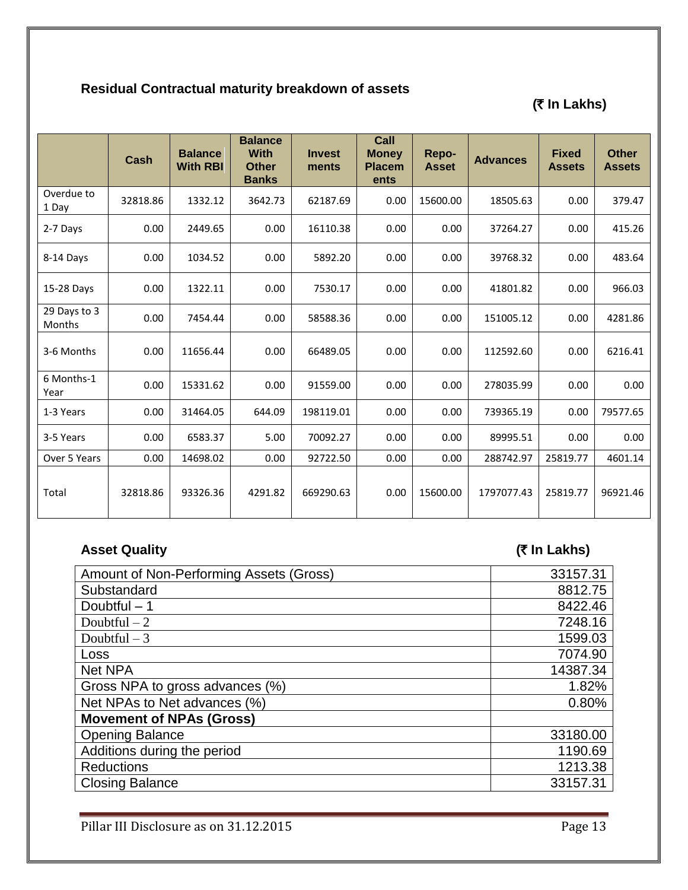## Residual Contractual maturity breakdown of assets

**(₹ In Lakhs)**

| | Cash | Balance With RBI | Balance With Other Banks | Investments | Call Money Placements | Repo-Asset | Advances | Fixed Assets | Other Assets |
|---|---|---|---|---|---|---|---|---|---|
| Overdue to 1 Day | 32818.86 | 1332.12 | 3642.73 | 62187.69 | 0.00 | 15600.00 | 18505.63 | 0.00 | 379.47 |
| 2-7 Days | 0.00 | 2449.65 | 0.00 | 16110.38 | 0.00 | 0.00 | 37264.27 | 0.00 | 415.26 |
| 8-14 Days | 0.00 | 1034.52 | 0.00 | 5892.20 | 0.00 | 0.00 | 39768.32 | 0.00 | 483.64 |
| 15-28 Days | 0.00 | 1322.11 | 0.00 | 7530.17 | 0.00 | 0.00 | 41801.82 | 0.00 | 966.03 |
| 29 Days to 3 Months | 0.00 | 7454.44 | 0.00 | 58588.36 | 0.00 | 0.00 | 151005.12 | 0.00 | 4281.86 |
| 3-6 Months | 0.00 | 11656.44 | 0.00 | 66489.05 | 0.00 | 0.00 | 112592.60 | 0.00 | 6216.41 |
| 6 Months-1 Year | 0.00 | 15331.62 | 0.00 | 91559.00 | 0.00 | 0.00 | 278035.99 | 0.00 | 0.00 |
| 1-3 Years | 0.00 | 31464.05 | 644.09 | 198119.01 | 0.00 | 0.00 | 739365.19 | 0.00 | 79577.65 |
| 3-5 Years | 0.00 | 6583.37 | 5.00 | 70092.27 | 0.00 | 0.00 | 89995.51 | 0.00 | 0.00 |
| Over 5 Years | 0.00 | 14698.02 | 0.00 | 92722.50 | 0.00 | 0.00 | 288742.97 | 25819.77 | 4601.14 |
| Total | 32818.86 | 93326.36 | 4291.82 | 669290.63 | 0.00 | 15600.00 | 1797077.43 | 25819.77 | 96921.46 |

## Asset Quality

**(₹ In Lakhs)**

| | |
|---|---|
| Amount of Non-Performing Assets (Gross) | 33157.31 |
| Substandard | 8812.75 |
| Doubtful – 1 | 8422.46 |
| Doubtful – 2 | 7248.16 |
| Doubtful – 3 | 1599.03 |
| Loss | 7074.90 |
| Net NPA | 14387.34 |
| Gross NPA to gross advances (%) | 1.82% |
| Net NPAs to Net advances (%) | 0.80% |
| **Movement of NPAs (Gross)** | |
| Opening Balance | 33180.00 |
| Additions during the period | 1190.69 |
| Reductions | 1213.38 |
| Closing Balance | 33157.31 |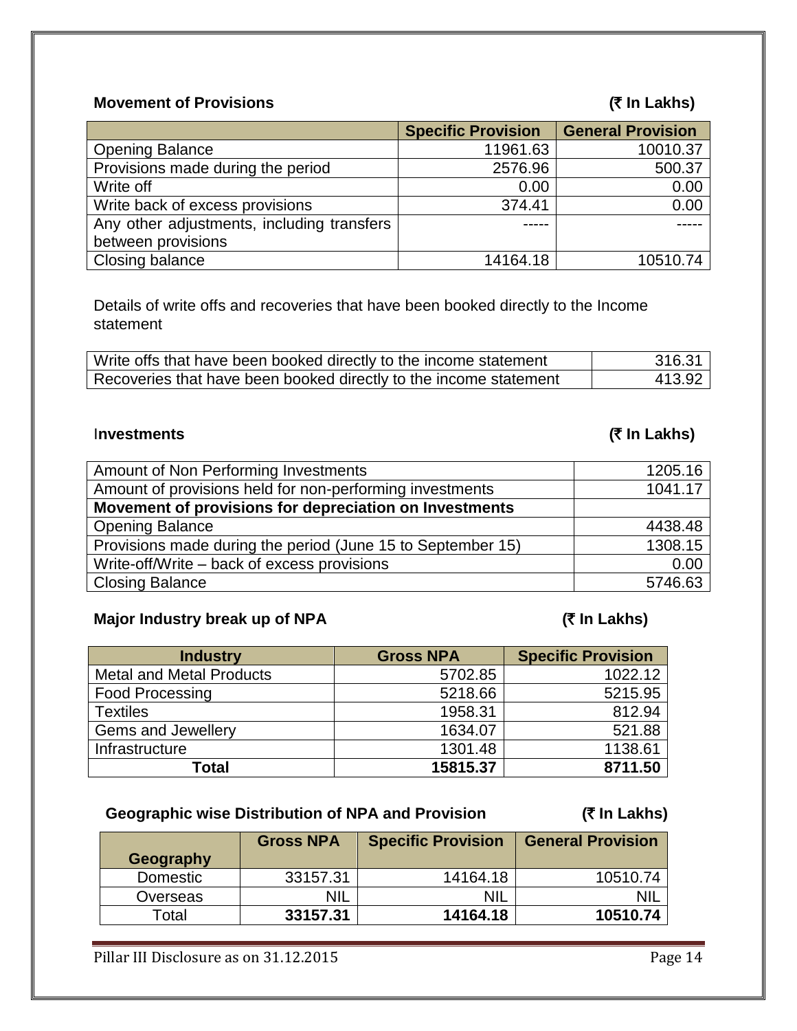### Movement of Provisions (₹ In Lakhs)

| | Specific Provision | General Provision |
|---|---|---|
| Opening Balance | 11961.63 | 10010.37 |
| Provisions made during the period | 2576.96 | 500.37 |
| Write off | 0.00 | 0.00 |
| Write back of excess provisions | 374.41 | 0.00 |
| Any other adjustments, including transfers between provisions | ----- | ----- |
| Closing balance | 14164.18 | 10510.74 |

Details of write offs and recoveries that have been booked directly to the Income statement

| | |
|---|---|
| Write offs that have been booked directly to the income statement | 316.31 |
| Recoveries that have been booked directly to the income statement | 413.92 |

### Investments (₹ In Lakhs)

| | |
|---|---|
| Amount of Non Performing Investments | 1205.16 |
| Amount of provisions held for non-performing investments | 1041.17 |
| **Movement of provisions for depreciation on Investments** | |
| Opening Balance | 4438.48 |
| Provisions made during the period (June 15 to September 15) | 1308.15 |
| Write-off/Write – back of excess provisions | 0.00 |
| Closing Balance | 5746.63 |

### Major Industry break up of NPA (₹ In Lakhs)

| Industry | Gross NPA | Specific Provision |
|---|---|---|
| Metal and Metal Products | 5702.85 | 1022.12 |
| Food Processing | 5218.66 | 5215.95 |
| Textiles | 1958.31 | 812.94 |
| Gems and Jewellery | 1634.07 | 521.88 |
| Infrastructure | 1301.48 | 1138.61 |
| **Total** | **15815.37** | **8711.50** |

### Geographic wise Distribution of NPA and Provision (₹ In Lakhs)

| Geography | Gross NPA | Specific Provision | General Provision |
|---|---|---|---|
| Domestic | 33157.31 | 14164.18 | 10510.74 |
| Overseas | NIL | NIL | NIL |
| Total | **33157.31** | **14164.18** | **10510.74** |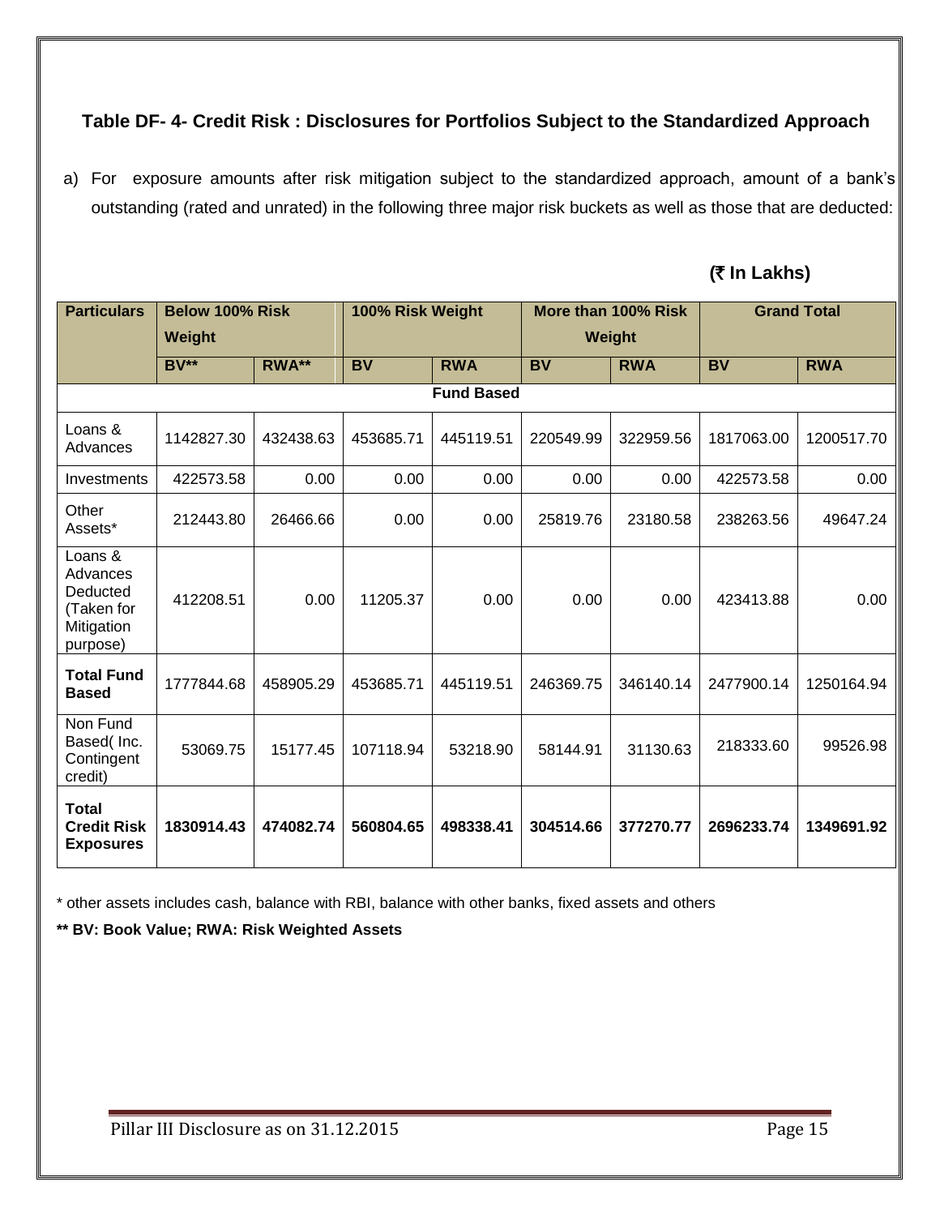### Table DF- 4- Credit Risk : Disclosures for Portfolios Subject to the Standardized Approach

a) For exposure amounts after risk mitigation subject to the standardized approach, amount of a bank's outstanding (rated and unrated) in the following three major risk buckets as well as those that are deducted:

**(₹ In Lakhs)**

| Particulars | Below 100% Risk Weight | | 100% Risk Weight | | More than 100% Risk Weight | | Grand Total | |
|---|---|---|---|---|---|---|---|---|
| | BV** | RWA** | BV | RWA | BV | RWA | BV | RWA |
| **Fund Based** | | | | | | | | |
| Loans & Advances | 1142827.30 | 432438.63 | 453685.71 | 445119.51 | 220549.99 | 322959.56 | 1817063.00 | 1200517.70 |
| Investments | 422573.58 | 0.00 | 0.00 | 0.00 | 0.00 | 0.00 | 422573.58 | 0.00 |
| Other Assets* | 212443.80 | 26466.66 | 0.00 | 0.00 | 25819.76 | 23180.58 | 238263.56 | 49647.24 |
| Loans & Advances Deducted (Taken for Mitigation purpose) | 412208.51 | 0.00 | 11205.37 | 0.00 | 0.00 | 0.00 | 423413.88 | 0.00 |
| **Total Fund Based** | 1777844.68 | 458905.29 | 453685.71 | 445119.51 | 246369.75 | 346140.14 | 2477900.14 | 1250164.94 |
| Non Fund Based( Inc. Contingent credit) | 53069.75 | 15177.45 | 107118.94 | 53218.90 | 58144.91 | 31130.63 | 218333.60 | 99526.98 |
| **Total Credit Risk Exposures** | **1830914.43** | **474082.74** | **560804.65** | **498338.41** | **304514.66** | **377270.77** | **2696233.74** | **1349691.92** |

\* other assets includes cash, balance with RBI, balance with other banks, fixed assets and others

**\*\* BV: Book Value; RWA: Risk Weighted Assets**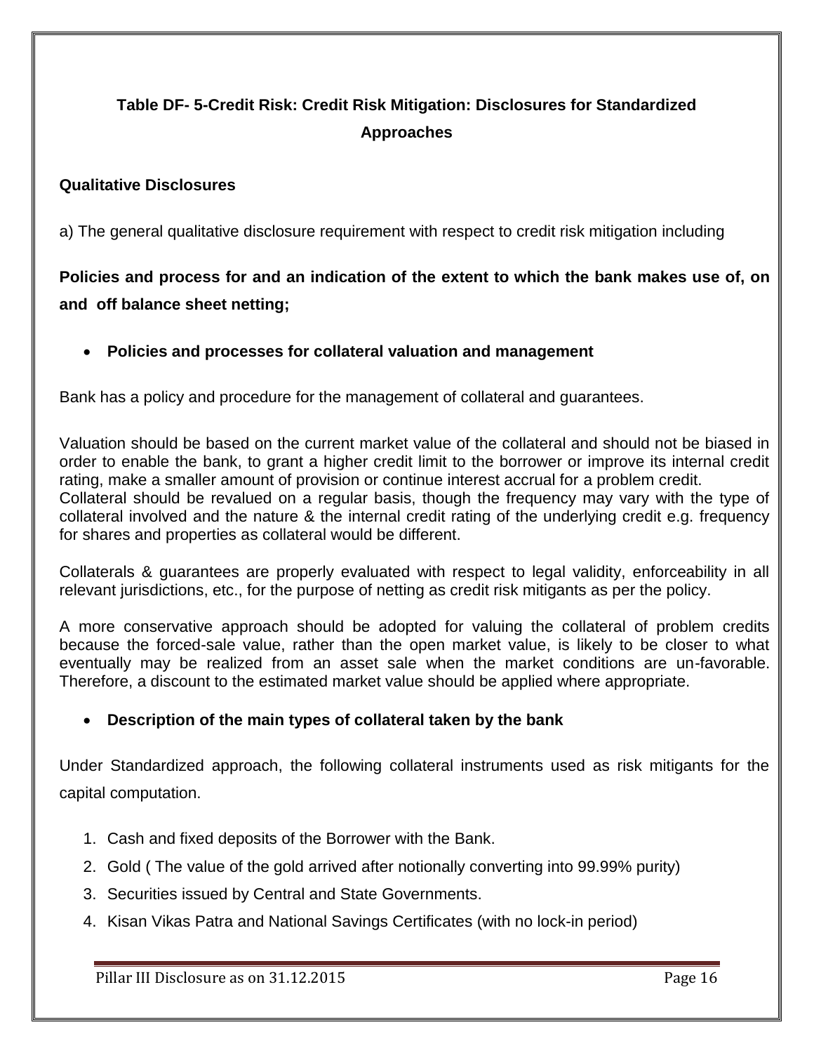## Table DF- 5-Credit Risk: Credit Risk Mitigation: Disclosures for Standardized Approaches

**Qualitative Disclosures**

a) The general qualitative disclosure requirement with respect to credit risk mitigation including

**Policies and process for and an indication of the extent to which the bank makes use of, on and off balance sheet netting;**

- **Policies and processes for collateral valuation and management**

Bank has a policy and procedure for the management of collateral and guarantees.

Valuation should be based on the current market value of the collateral and should not be biased in order to enable the bank, to grant a higher credit limit to the borrower or improve its internal credit rating, make a smaller amount of provision or continue interest accrual for a problem credit. Collateral should be revalued on a regular basis, though the frequency may vary with the type of collateral involved and the nature & the internal credit rating of the underlying credit e.g. frequency for shares and properties as collateral would be different.

Collaterals & guarantees are properly evaluated with respect to legal validity, enforceability in all relevant jurisdictions, etc., for the purpose of netting as credit risk mitigants as per the policy.

A more conservative approach should be adopted for valuing the collateral of problem credits because the forced-sale value, rather than the open market value, is likely to be closer to what eventually may be realized from an asset sale when the market conditions are un-favorable. Therefore, a discount to the estimated market value should be applied where appropriate.

- **Description of the main types of collateral taken by the bank**

Under Standardized approach, the following collateral instruments used as risk mitigants for the capital computation.

1. Cash and fixed deposits of the Borrower with the Bank.
2. Gold ( The value of the gold arrived after notionally converting into 99.99% purity)
3. Securities issued by Central and State Governments.
4. Kisan Vikas Patra and National Savings Certificates (with no lock-in period)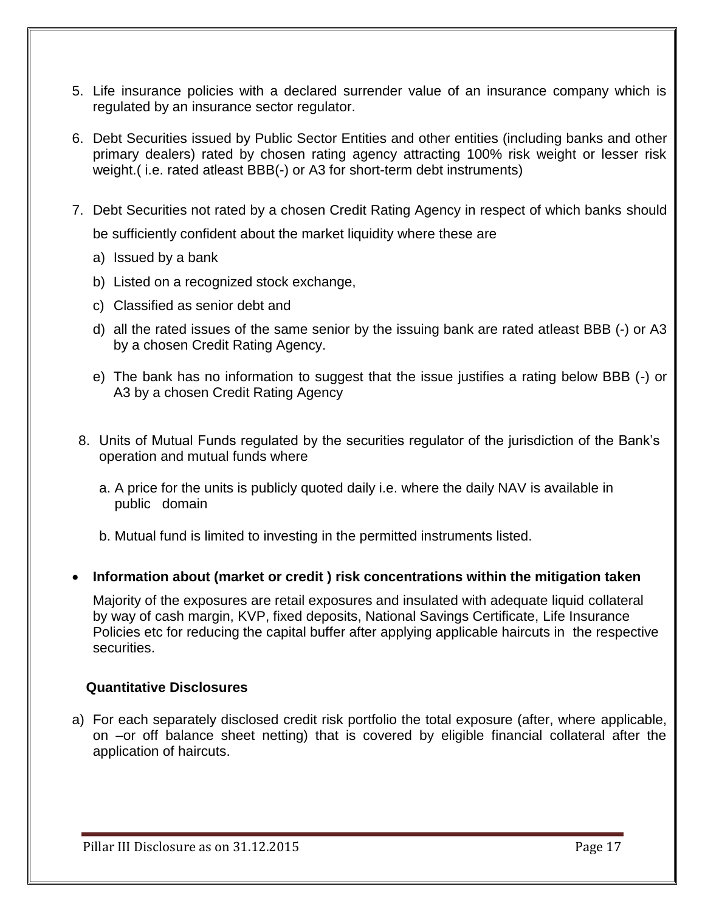5. Life insurance policies with a declared surrender value of an insurance company which is regulated by an insurance sector regulator.

6. Debt Securities issued by Public Sector Entities and other entities (including banks and other primary dealers) rated by chosen rating agency attracting 100% risk weight or lesser risk weight.( i.e. rated atleast BBB(-) or A3 for short-term debt instruments)

7. Debt Securities not rated by a chosen Credit Rating Agency in respect of which banks should be sufficiently confident about the market liquidity where these are
   a) Issued by a bank
   b) Listed on a recognized stock exchange,
   c) Classified as senior debt and
   d) all the rated issues of the same senior by the issuing bank are rated atleast BBB (-) or A3 by a chosen Credit Rating Agency.
   e) The bank has no information to suggest that the issue justifies a rating below BBB (-) or A3 by a chosen Credit Rating Agency

8. Units of Mutual Funds regulated by the securities regulator of the jurisdiction of the Bank's operation and mutual funds where
   a. A price for the units is publicly quoted daily i.e. where the daily NAV is available in public domain
   b. Mutual fund is limited to investing in the permitted instruments listed.

- **Information about (market or credit ) risk concentrations within the mitigation taken**

  Majority of the exposures are retail exposures and insulated with adequate liquid collateral by way of cash margin, KVP, fixed deposits, National Savings Certificate, Life Insurance Policies etc for reducing the capital buffer after applying applicable haircuts in the respective securities.

**Quantitative Disclosures**

a) For each separately disclosed credit risk portfolio the total exposure (after, where applicable, on –or off balance sheet netting) that is covered by eligible financial collateral after the application of haircuts.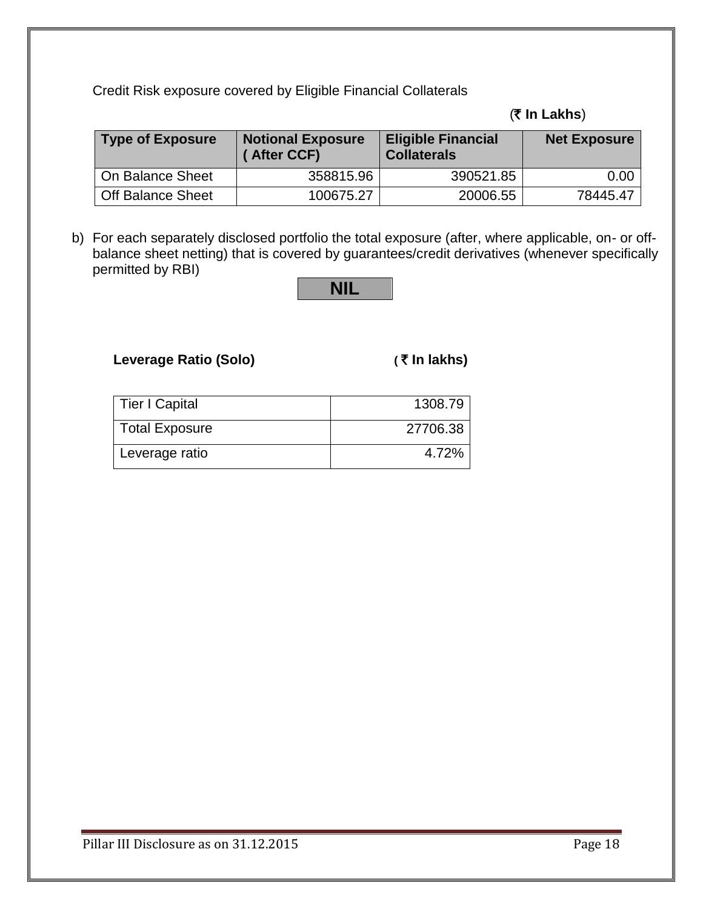Credit Risk exposure covered by Eligible Financial Collaterals

(**₹ In Lakhs**)

| Type of Exposure | Notional Exposure ( After CCF) | Eligible Financial Collaterals | Net Exposure |
|---|---|---|---|
| On Balance Sheet | 358815.96 | 390521.85 | 0.00 |
| Off Balance Sheet | 100675.27 | 20006.55 | 78445.47 |

b) For each separately disclosed portfolio the total exposure (after, where applicable, on- or off-balance sheet netting) that is covered by guarantees/credit derivatives (whenever specifically permitted by RBI)

**NIL**

**Leverage Ratio (Solo)** **( ₹ In lakhs)**

| | |
|---|---|
| Tier I Capital | 1308.79 |
| Total Exposure | 27706.38 |
| Leverage ratio | 4.72% |